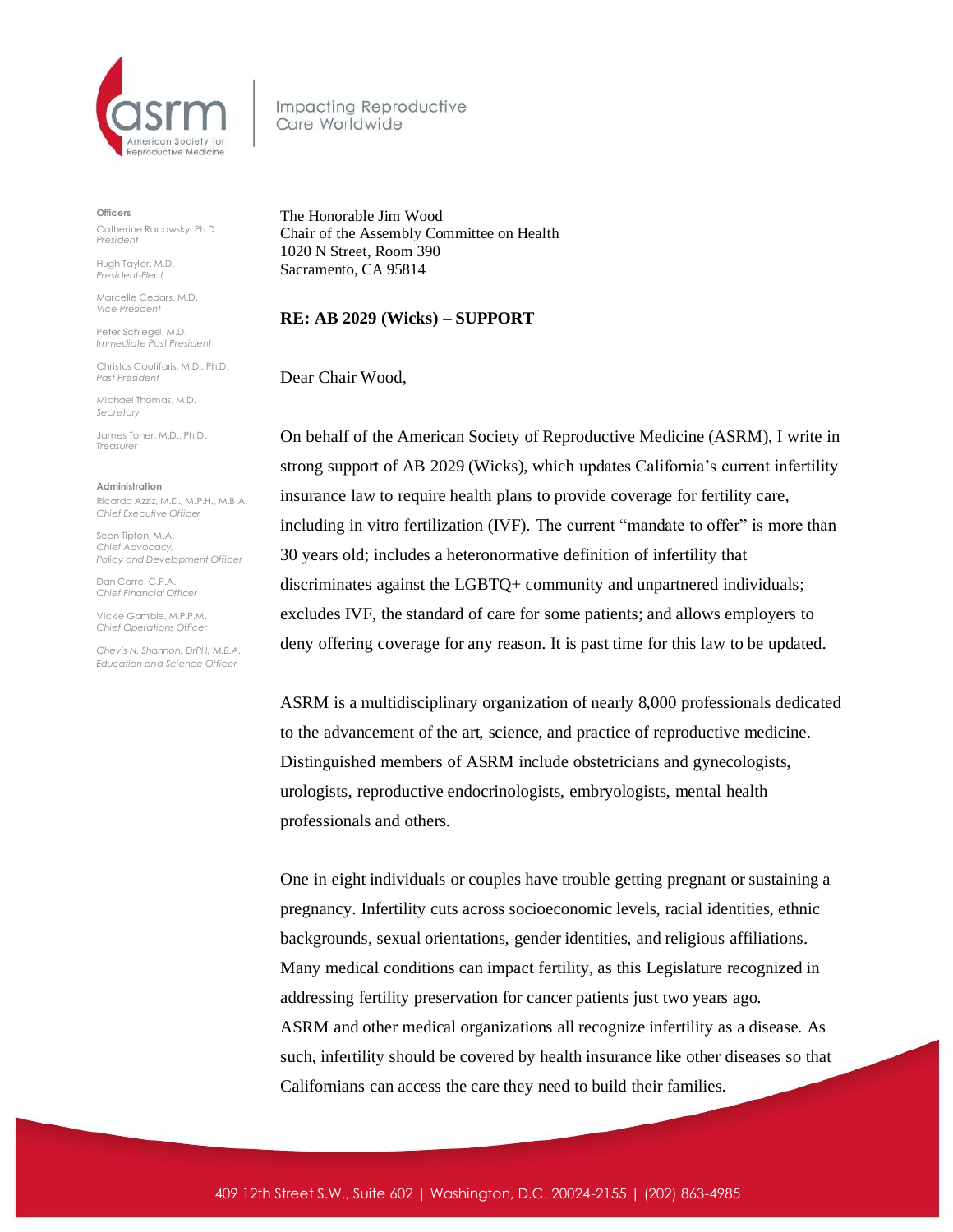asrm
American Society for Reproductive Medicine

Impacting Reproductive Care Worldwide

**Officers**

Catherine Racowsky, Ph.D.
*President*

Hugh Taylor, M.D.
*President-Elect*

Marcelle Cedars, M.D.
*Vice President*

Peter Schlegel, M.D.
*Immediate Past President*

Christos Coutifaris, M.D., Ph.D.
*Past President*

Michael Thomas, M.D.
*Secretary*

James Toner, M.D., Ph.D.
*Treasurer*

**Administration**

Ricardo Azziz, M.D., M.P.H., M.B.A.
*Chief Executive Officer*

Sean Tipton, M.A.
*Chief Advocacy, Policy and Development Officer*

Dan Carre, C.P.A.
*Chief Financial Officer*

Vickie Gamble, M.P.P.M.
*Chief Operations Officer*

*Chevis N. Shannon, DrPH, M.B.A.*
*Education and Science Officer*

The Honorable Jim Wood
Chair of the Assembly Committee on Health
1020 N Street, Room 390
Sacramento, CA 95814

**RE: AB 2029 (Wicks) – SUPPORT**

Dear Chair Wood,

On behalf of the American Society of Reproductive Medicine (ASRM), I write in strong support of AB 2029 (Wicks), which updates California's current infertility insurance law to require health plans to provide coverage for fertility care, including in vitro fertilization (IVF). The current "mandate to offer" is more than 30 years old; includes a heteronormative definition of infertility that discriminates against the LGBTQ+ community and unpartnered individuals; excludes IVF, the standard of care for some patients; and allows employers to deny offering coverage for any reason. It is past time for this law to be updated.

ASRM is a multidisciplinary organization of nearly 8,000 professionals dedicated to the advancement of the art, science, and practice of reproductive medicine. Distinguished members of ASRM include obstetricians and gynecologists, urologists, reproductive endocrinologists, embryologists, mental health professionals and others.

One in eight individuals or couples have trouble getting pregnant or sustaining a pregnancy. Infertility cuts across socioeconomic levels, racial identities, ethnic backgrounds, sexual orientations, gender identities, and religious affiliations. Many medical conditions can impact fertility, as this Legislature recognized in addressing fertility preservation for cancer patients just two years ago. ASRM and other medical organizations all recognize infertility as a disease. As such, infertility should be covered by health insurance like other diseases so that Californians can access the care they need to build their families.

409 12th Street S.W., Suite 602 | Washington, D.C. 20024-2155 | (202) 863-4985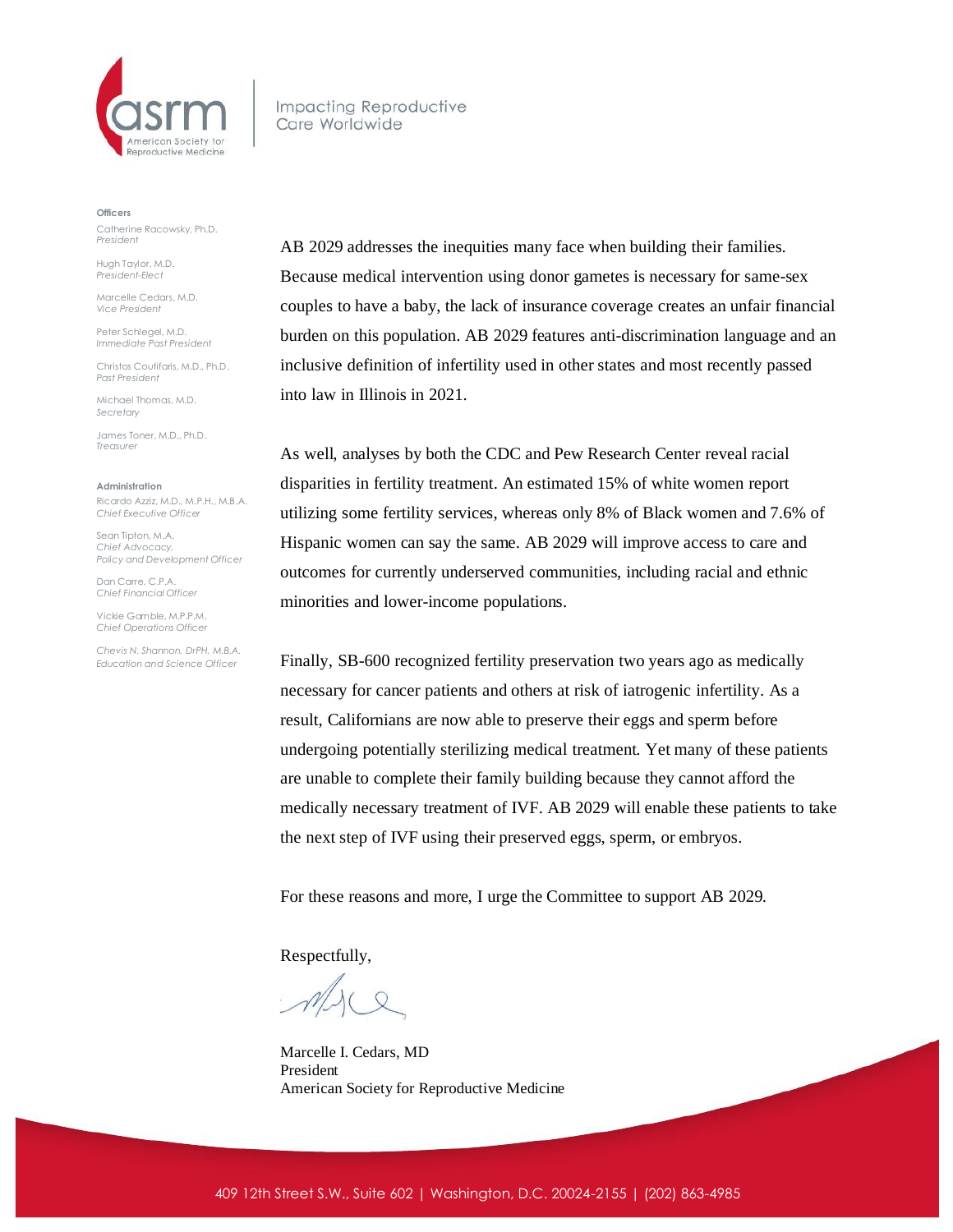Impacting Reproductive Care Worldwide

**Officers**

Catherine Racowsky, Ph.D.
*President*

Hugh Taylor, M.D.
*President-Elect*

Marcelle Cedars, M.D.
*Vice President*

Peter Schlegel, M.D.
*Immediate Past President*

Christos Coutifaris, M.D., Ph.D.
*Past President*

Michael Thomas, M.D.
*Secretary*

James Toner, M.D., Ph.D.
*Treasurer*

**Administration**

Ricardo Azziz, M.D., M.P.H., M.B.A.
*Chief Executive Officer*

Sean Tipton, M.A.
*Chief Advocacy, Policy and Development Officer*

Dan Carre, C.P.A.
*Chief Financial Officer*

Vickie Gamble, M.P.P.M.
*Chief Operations Officer*

*Chevis N. Shannon, DrPH, M.B.A.*
*Education and Science Officer*

AB 2029 addresses the inequities many face when building their families. Because medical intervention using donor gametes is necessary for same-sex couples to have a baby, the lack of insurance coverage creates an unfair financial burden on this population. AB 2029 features anti-discrimination language and an inclusive definition of infertility used in other states and most recently passed into law in Illinois in 2021.

As well, analyses by both the CDC and Pew Research Center reveal racial disparities in fertility treatment. An estimated 15% of white women report utilizing some fertility services, whereas only 8% of Black women and 7.6% of Hispanic women can say the same. AB 2029 will improve access to care and outcomes for currently underserved communities, including racial and ethnic minorities and lower-income populations.

Finally, SB-600 recognized fertility preservation two years ago as medically necessary for cancer patients and others at risk of iatrogenic infertility. As a result, Californians are now able to preserve their eggs and sperm before undergoing potentially sterilizing medical treatment. Yet many of these patients are unable to complete their family building because they cannot afford the medically necessary treatment of IVF. AB 2029 will enable these patients to take the next step of IVF using their preserved eggs, sperm, or embryos.

For these reasons and more, I urge the Committee to support AB 2029.

Respectfully,

Marcelle I. Cedars, MD
President
American Society for Reproductive Medicine

409 12th Street S.W., Suite 602 | Washington, D.C. 20024-2155 | (202) 863-4985